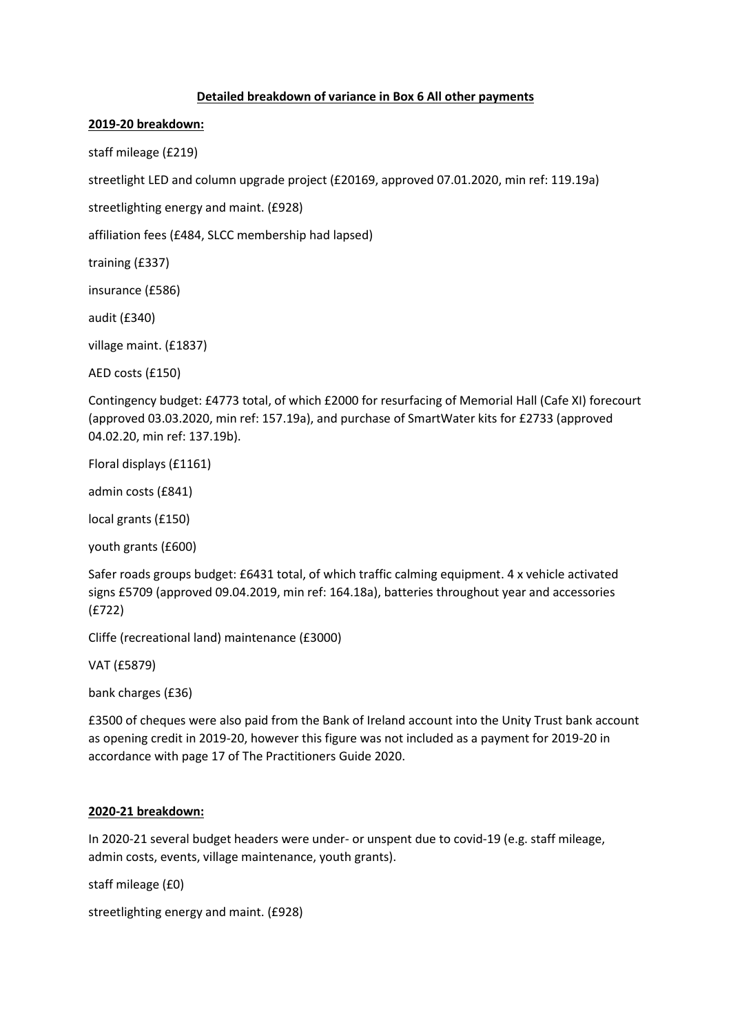**Detailed breakdown of variance in Box 6 All other payments**

**2019-20 breakdown:**

staff mileage (£219)

streetlight LED and column upgrade project (£20169, approved 07.01.2020, min ref: 119.19a)

streetlighting energy and maint. (£928)

affiliation fees (£484, SLCC membership had lapsed)

training (£337)

insurance (£586)

audit (£340)

village maint. (£1837)

AED costs (£150)

Contingency budget: £4773 total, of which £2000 for resurfacing of Memorial Hall (Cafe XI) forecourt (approved 03.03.2020, min ref: 157.19a), and purchase of SmartWater kits for £2733 (approved 04.02.20, min ref: 137.19b).

Floral displays (£1161)

admin costs (£841)

local grants (£150)

youth grants (£600)

Safer roads groups budget: £6431 total, of which traffic calming equipment. 4 x vehicle activated signs £5709 (approved 09.04.2019, min ref: 164.18a), batteries throughout year and accessories (£722)

Cliffe (recreational land) maintenance (£3000)

VAT (£5879)

bank charges (£36)

£3500 of cheques were also paid from the Bank of Ireland account into the Unity Trust bank account as opening credit in 2019-20, however this figure was not included as a payment for 2019-20 in accordance with page 17 of The Practitioners Guide 2020.

**2020-21 breakdown:**

In 2020-21 several budget headers were under- or unspent due to covid-19 (e.g. staff mileage, admin costs, events, village maintenance, youth grants).

staff mileage (£0)

streetlighting energy and maint. (£928)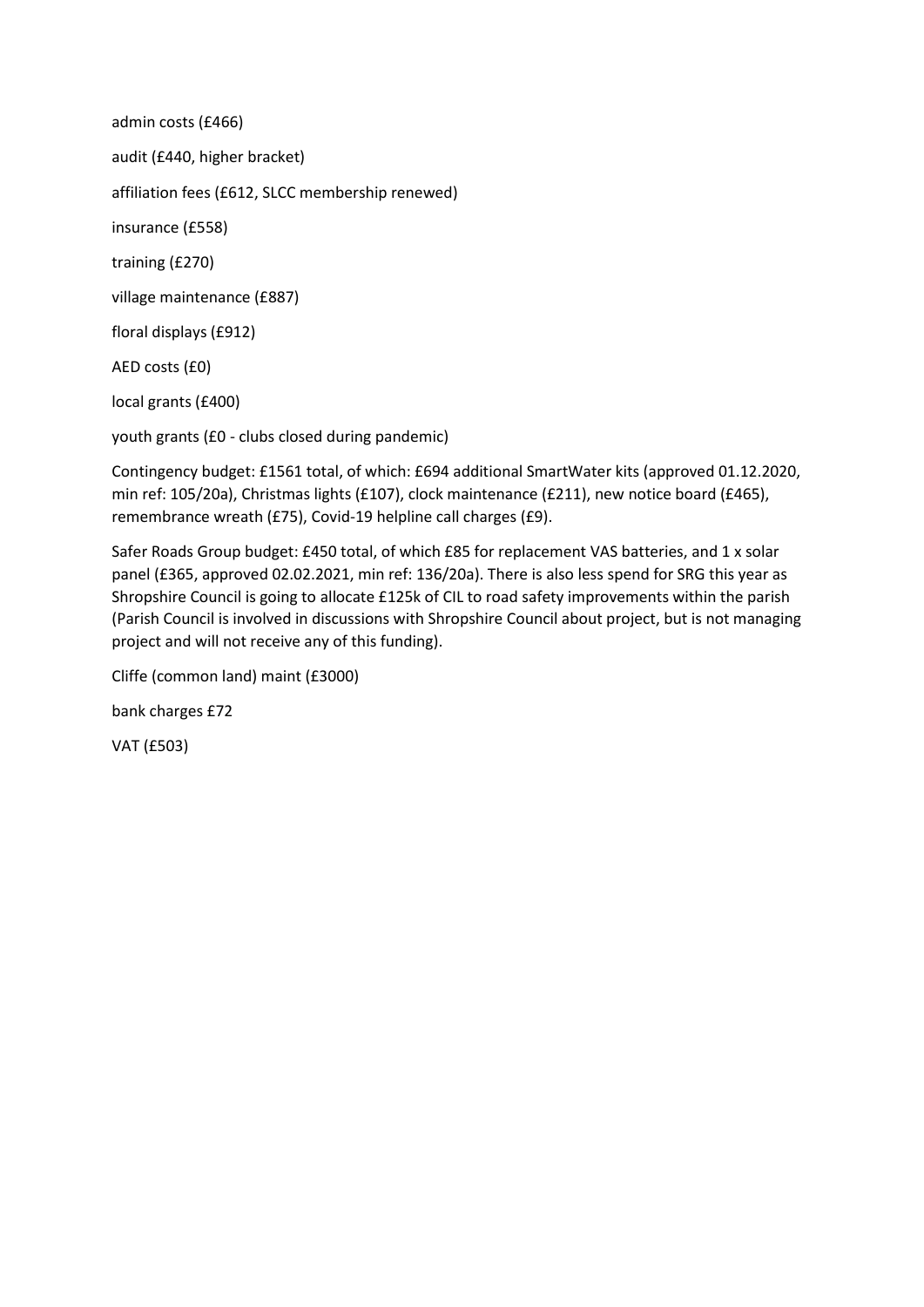admin costs (£466)

audit (£440, higher bracket)

affiliation fees (£612, SLCC membership renewed)

insurance (£558)

training (£270)

village maintenance (£887)

floral displays (£912)

AED costs (£0)

local grants (£400)

youth grants (£0 - clubs closed during pandemic)

Contingency budget: £1561 total, of which: £694 additional SmartWater kits (approved 01.12.2020, min ref: 105/20a), Christmas lights (£107), clock maintenance (£211), new notice board (£465), remembrance wreath (£75), Covid-19 helpline call charges (£9).

Safer Roads Group budget: £450 total, of which £85 for replacement VAS batteries, and 1 x solar panel (£365, approved 02.02.2021, min ref: 136/20a). There is also less spend for SRG this year as Shropshire Council is going to allocate £125k of CIL to road safety improvements within the parish (Parish Council is involved in discussions with Shropshire Council about project, but is not managing project and will not receive any of this funding).

Cliffe (common land) maint (£3000)

bank charges £72

VAT (£503)